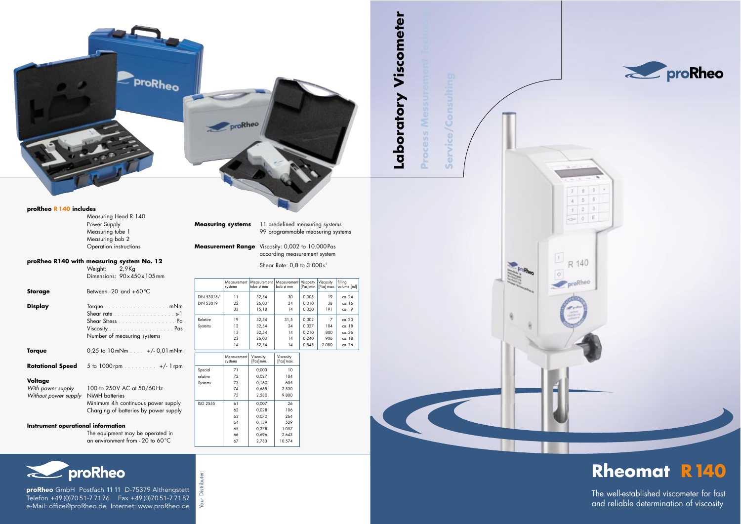# Rheomat R 140

The well-established viscometer for fast and reliable determination of viscosity

## Laboratory Viscometer

Process Measurement Technology

Service/Consulting

proRheo

### proRheo R 140 includes

- Measuring Head R 140
- Power Supply
- Measuring tube 1
- Measuring bob 2
- Operation instructions

### proRheo R140 with measuring system No. 12

Weight: 2,9 Kg

Dimensions: 90 x 450 x 105 mm

**Storage** Between -20 and +60 °C

**Display**

- Torque . . . . . . . . . . . . . . . . . mNm
- Shear rate . . . . . . . . . . . . . . . . s-1
- Shear Stress . . . . . . . . . . . . . . . Pa
- Viscosity . . . . . . . . . . . . . . . . . Pas
- Number of measuring systems

**Torque** 0,25 to 10 mNm . . . . +/- 0,01 mNm

**Rotational Speed** 5 to 1000 rpm . . . . . . . . . +/- 1 rpm

**Voltage**

*With power supply* 100 to 250 V AC at 50/60 Hz

*Without power supply* NiMH batteries

Minimum 4 h continuous power supply

Charging of batteries by power supply

**Instrument operational information**

The equipment may be operated in an environment from - 20 to 60 °C

**Measuring systems** 11 predefined measuring systems

99 programmable measuring systems

**Measurement Range** Viscosity: 0,002 to 10.000 Pas according measurement system

Shear Rate: 0,8 to 3.000 $s^{-1}$

| | Measurement systems | Measurement tube ø mm | Measurement bob ø mm | Viscosity [Pas] min. | Viscosity [Pas] max. | filling volume [ml] |
|---|---|---|---|---|---|---|
| DIN 53018/ DIN 53019 | 11 | 32,54 | 30 | 0,005 | 19 | ca. 24 |
| | 22 | 26,03 | 24 | 0,010 | 38 | ca. 16 |
| | 33 | 15,18 | 14 | 0,050 | 191 | ca. 9 |
| Relative Systems | 19 | 32,54 | 31,5 | 0,002 | 7 | ca. 20 |
| | 12 | 32,54 | 24 | 0,027 | 104 | ca. 18 |
| | 13 | 32,54 | 14 | 0,210 | 800 | ca. 26 |
| | 23 | 26,03 | 14 | 0,240 | 906 | ca. 18 |
| | 14 | 32,54 | 14 | 0,545 | 2.080 | ca. 26 |

| | Measurement systems | Viscosity [Pas] min. | Viscosity [Pas] max. |
|---|---|---|---|
| Special relative Systems | 71 | 0,003 | 10 |
| | 72 | 0,027 | 104 |
| | 73 | 0,160 | 605 |
| | 74 | 0,665 | 2.530 |
| | 75 | 2,580 | 9.800 |
| ISO 2555 | 61 | 0,007 | 26 |
| | 62 | 0,028 | 106 |
| | 63 | 0,070 | 264 |
| | 64 | 0,139 | 529 |
| | 65 | 0,278 | 1.057 |
| | 66 | 0,696 | 2.643 |
| | 67 | 2,783 | 10.574 |

**proRheo** GmbH Postfach 11 11 D-75379 Althengstett
Telefon +49 (0)70 51-7 71 76 Fax +49 (0)70 51-7 71 87
e-Mail: office@proRheo.de Internet: www.proRheo.de

Your Distributer: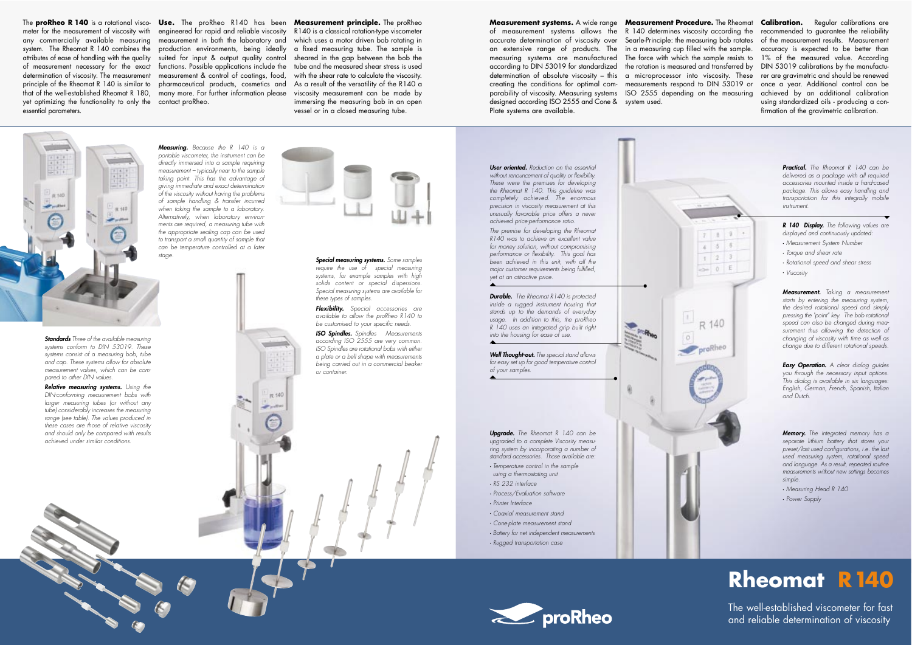The **proRheo R 140** is a rotational viscometer for the measurement of viscosity with any commercially available measuring system. The Rheomat R 140 combines the attributes of ease of handling with the quality of measurement necessary for the exact determination of viscosity. The measurement principle of the Rheomat R 140 is similar to that of the well-established Rheomat R 180, yet optimizing the functionality to only the essential parameters.

**Use.** The proRheo R140 has been engineered for rapid and reliable viscosity measurement in both the laboratory and production environments, being ideally suited for input & output quality control functions. Possible applications include the measurement & control of coatings, food, pharmaceutical products, cosmetics and many more. For further information please contact proRheo.

**Measurement principle.** The proRheo R140 is a classical rotation-type viscometer which uses a motor driven bob rotating in a fixed measuring tube. The sample is sheared in the gap between the bob the tube and the measured shear stress is used with the shear rate to calculate the viscosity. As a result of the versatility of the R140 a viscosity measurement can be made by immersing the measuring bob in an open vessel or in a closed measuring tube.

**Measurement systems.** A wide range of measurement systems allows the accurate determination of viscosity over an extensive range of products. The measuring systems are manufactured according to DIN 53019 for standardized determination of absolute viscosity – this creating the conditions for optimal comparability of viscosity. Measuring systems designed according ISO 2555 and Cone & Plate systems are available.

**Measurement Procedure.** The Rheomat R 140 determines viscosity according the Searle-Principle: the measuring bob rotates in a measuring cup filled with the sample. The force with which the sample resists to the rotation is measured and transferred by a microprocessor into viscosity. These measurements respond to DIN 53019 or ISO 2555 depending on the measuring system used.

**Calibration.** Regular calibrations are recommended to guarantee the reliability of the measurement results. Measurement accuracy is expected to be better than 1% of the measured value. According DIN 53019 calibrations by the manufacturer are gravimetric and should be renewed once a year. Additional control can be achieved by an additional calibration using standardized oils - producing a confirmation of the gravimetric calibration.

***Measuring.*** *Because the R 140 is a portable viscometer, the instrument can be directly immersed into a sample requiring measurement – typically near to the sample taking point. This has the advantage of giving immediate and exact determination of the viscosity without having the problems of sample handling & transfer incurred when taking the sample to a laboratory. Alternatively, when laboratory environments are required, a measuring tube with the appropriate sealing cap can be used to transport a small quantity of sample that can be temperature controlled at a later stage.*

***Standards*** *Three of the available measuring systems conform to DIN 53019. These systems consist of a measuring bob, tube and cap. These systems allow for absolute measurement values, which can be compared to other DIN values.*

***Relative measuring systems.*** *Using the DIN-conforming measurement bobs with larger measuring tubes (or without any tube) considerably increases the measuring range (see table). The values produced in these cases are those of relative viscosity and should only be compared with results achieved under similar conditions.*

***Special measuring systems.*** *Some samples require the use of special measuring systems, for example samples with high solids content or special dispersions. Special measuring systems are available for these types of samples.*

***Flexibility.*** *Special accessories are available to allow the proRheo R140 to be customised to your specific needs.*

***ISO Spindles.*** *Spindles Measurements according ISO 2555 are very common. ISO Spindles are rotational bobs with either a plate or a bell shape with measurements being carried out in a commercial beaker or container.*

***User oriented.*** *Reduction on the essential without renouncement of quality or flexibility. These were the premises for developing the Rheomat R 140. This guideline was completely achieved. The enormous precision in viscosity measurement at this unusually favorable price offers a never achieved price-performance ratio.*

*The premise for developing the Rheomat R140 was to achieve an excellent value for money solution, without compromising performance or flexibility. This goal has been achieved in this unit, with all the major customer requirements being fulfilled, yet at an attractive price.*

***Durable.*** *The Rheomat R140 is protected inside a rugged instrument housing that stands up to the demands of everyday usage. In addition to this, the proRheo R 140 uses an integrated grip built right into the housing for ease of use.*

***Well Thought-out.*** *The special stand allows for easy set up for good temperature control of your samples.*

***Upgrade.*** *The Rheomat R 140 can be upgraded to a complete Viscosity measuring system by incorporating a number of standard accessories. Those available are:*

- *Temperature control in the sample using a thermostating unit*
- *RS 232 interface*
- *Process/Evaluation software*
- *Printer Interface*
- *Coaxial measurement stand*
- *Cone-plate measurement stand*
- *Battery for net independent measurements*
- *Rugged transportation case*

***Practical.*** *The Rheomat R 140 can be delivered as a package with all required accessories mounted inside a hard-cased package. This allows easy handling and transportation for this integrally mobile instrument.*

***R 140 Display.*** *The following values are displayed and continuously updated:*

- *Measurement System Number*
- *Torque and shear rate*
- *Rotational speed and shear stress*
- *Viscosity*

***Measurement.*** *Taking a measurement starts by entering the measuring system, the desired rotational speed and simply pressing the "point" key. The bob rotational speed can also be changed during measurement thus allowing the detection of changing of viscosity with time as well as change due to different rotational speeds.*

***Easy Operation.*** *A clear dialog guides you through the necessary input options. This dialog is available in six languages: English, German, French, Spanish, Italian and Dutch.*

***Memory.*** *The integrated memory has a separate lithium battery that stores your preset/last used configurations, i.e. the last used measuring system, rotational speed and language. As a result, repeated routine measurements without new settings becomes simple.*

- *Measuring Head R 140*
- *Power Supply*

# Rheomat R 140

The well-established viscometer for fast and reliable determination of viscosity

proRheo